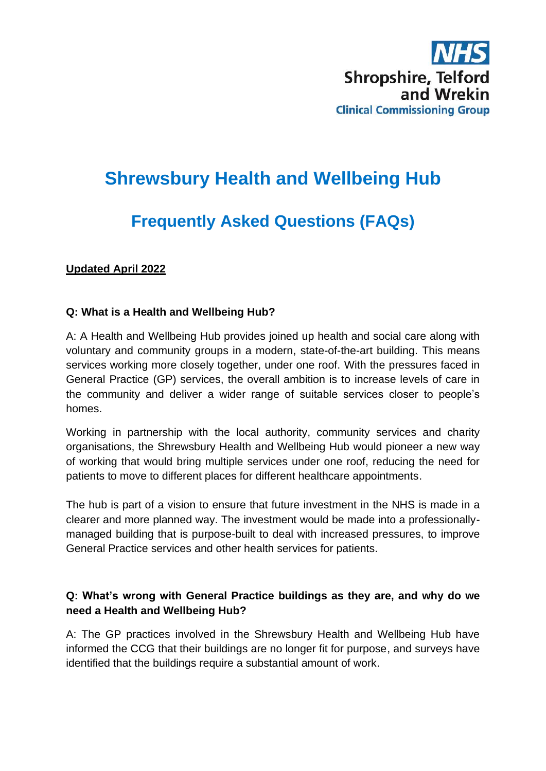NHS
Shropshire, Telford and Wrekin
Clinical Commissioning Group

# Shrewsbury Health and Wellbeing Hub

## Frequently Asked Questions (FAQs)

**Updated April 2022**

**Q: What is a Health and Wellbeing Hub?**

A: A Health and Wellbeing Hub provides joined up health and social care along with voluntary and community groups in a modern, state-of-the-art building. This means services working more closely together, under one roof. With the pressures faced in General Practice (GP) services, the overall ambition is to increase levels of care in the community and deliver a wider range of suitable services closer to people's homes.

Working in partnership with the local authority, community services and charity organisations, the Shrewsbury Health and Wellbeing Hub would pioneer a new way of working that would bring multiple services under one roof, reducing the need for patients to move to different places for different healthcare appointments.

The hub is part of a vision to ensure that future investment in the NHS is made in a clearer and more planned way. The investment would be made into a professionally-managed building that is purpose-built to deal with increased pressures, to improve General Practice services and other health services for patients.

**Q: What's wrong with General Practice buildings as they are, and why do we need a Health and Wellbeing Hub?**

A: The GP practices involved in the Shrewsbury Health and Wellbeing Hub have informed the CCG that their buildings are no longer fit for purpose, and surveys have identified that the buildings require a substantial amount of work.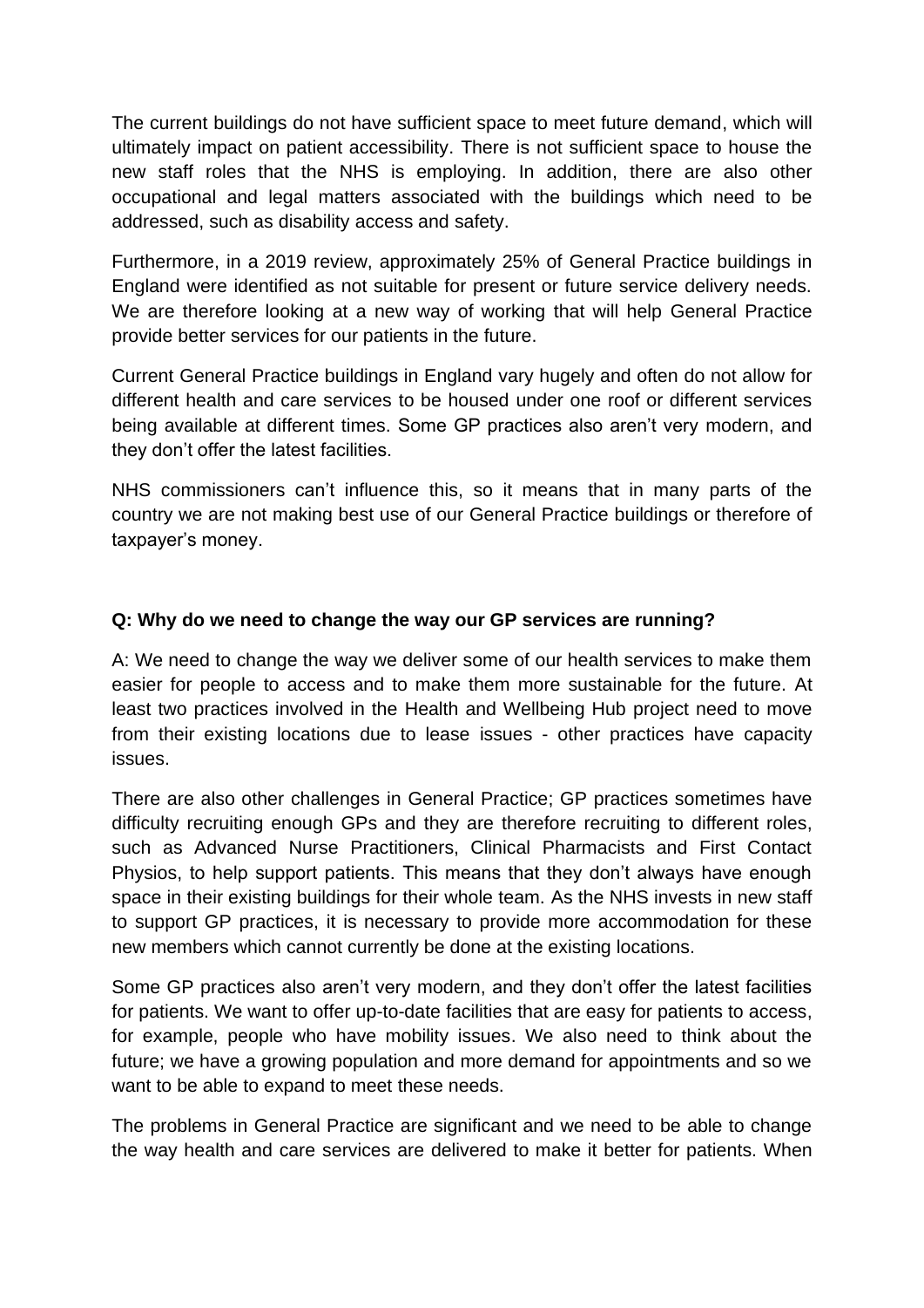The current buildings do not have sufficient space to meet future demand, which will ultimately impact on patient accessibility. There is not sufficient space to house the new staff roles that the NHS is employing. In addition, there are also other occupational and legal matters associated with the buildings which need to be addressed, such as disability access and safety.

Furthermore, in a 2019 review, approximately 25% of General Practice buildings in England were identified as not suitable for present or future service delivery needs. We are therefore looking at a new way of working that will help General Practice provide better services for our patients in the future.

Current General Practice buildings in England vary hugely and often do not allow for different health and care services to be housed under one roof or different services being available at different times. Some GP practices also aren't very modern, and they don't offer the latest facilities.

NHS commissioners can't influence this, so it means that in many parts of the country we are not making best use of our General Practice buildings or therefore of taxpayer's money.

**Q: Why do we need to change the way our GP services are running?**

A: We need to change the way we deliver some of our health services to make them easier for people to access and to make them more sustainable for the future. At least two practices involved in the Health and Wellbeing Hub project need to move from their existing locations due to lease issues - other practices have capacity issues.

There are also other challenges in General Practice; GP practices sometimes have difficulty recruiting enough GPs and they are therefore recruiting to different roles, such as Advanced Nurse Practitioners, Clinical Pharmacists and First Contact Physios, to help support patients. This means that they don't always have enough space in their existing buildings for their whole team. As the NHS invests in new staff to support GP practices, it is necessary to provide more accommodation for these new members which cannot currently be done at the existing locations.

Some GP practices also aren't very modern, and they don't offer the latest facilities for patients. We want to offer up-to-date facilities that are easy for patients to access, for example, people who have mobility issues. We also need to think about the future; we have a growing population and more demand for appointments and so we want to be able to expand to meet these needs.

The problems in General Practice are significant and we need to be able to change the way health and care services are delivered to make it better for patients. When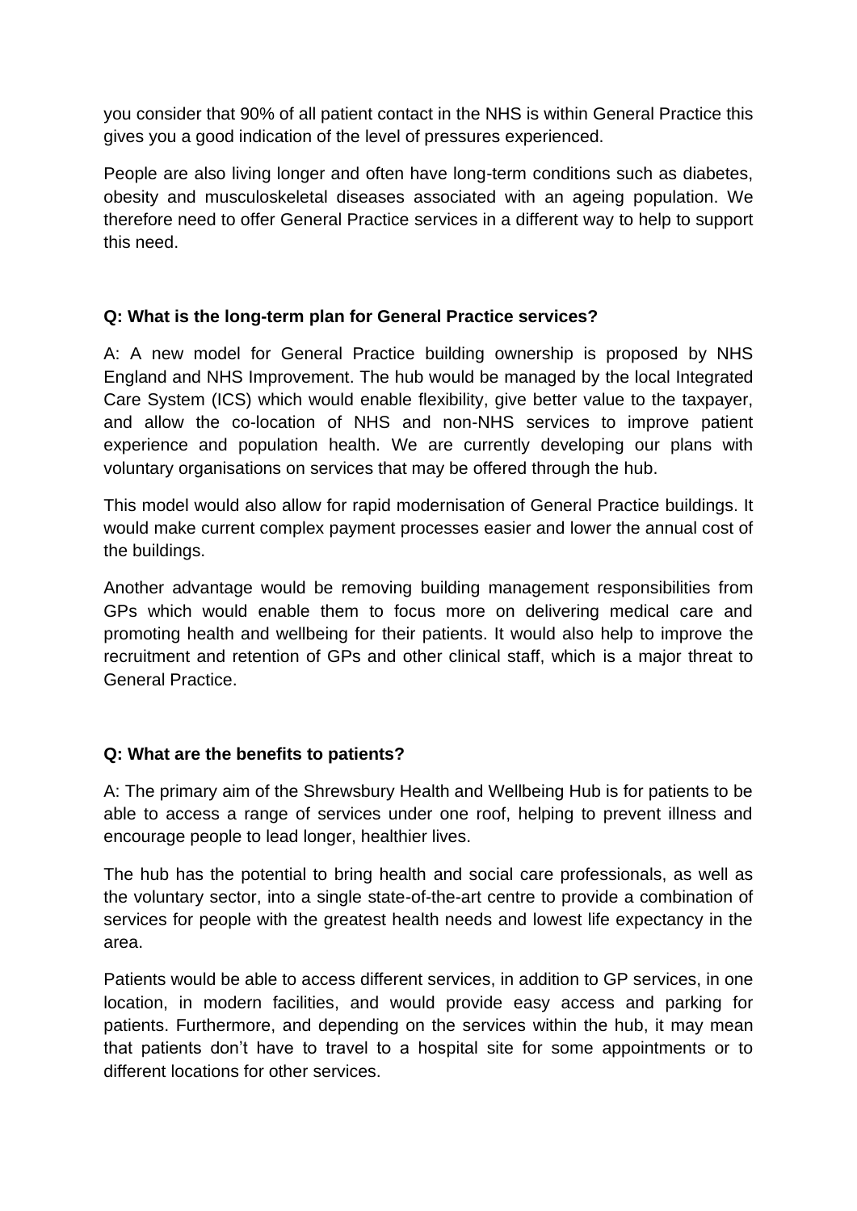you consider that 90% of all patient contact in the NHS is within General Practice this gives you a good indication of the level of pressures experienced.

People are also living longer and often have long-term conditions such as diabetes, obesity and musculoskeletal diseases associated with an ageing population. We therefore need to offer General Practice services in a different way to help to support this need.

**Q: What is the long-term plan for General Practice services?**

A: A new model for General Practice building ownership is proposed by NHS England and NHS Improvement. The hub would be managed by the local Integrated Care System (ICS) which would enable flexibility, give better value to the taxpayer, and allow the co-location of NHS and non-NHS services to improve patient experience and population health. We are currently developing our plans with voluntary organisations on services that may be offered through the hub.

This model would also allow for rapid modernisation of General Practice buildings. It would make current complex payment processes easier and lower the annual cost of the buildings.

Another advantage would be removing building management responsibilities from GPs which would enable them to focus more on delivering medical care and promoting health and wellbeing for their patients. It would also help to improve the recruitment and retention of GPs and other clinical staff, which is a major threat to General Practice.

**Q: What are the benefits to patients?**

A: The primary aim of the Shrewsbury Health and Wellbeing Hub is for patients to be able to access a range of services under one roof, helping to prevent illness and encourage people to lead longer, healthier lives.

The hub has the potential to bring health and social care professionals, as well as the voluntary sector, into a single state-of-the-art centre to provide a combination of services for people with the greatest health needs and lowest life expectancy in the area.

Patients would be able to access different services, in addition to GP services, in one location, in modern facilities, and would provide easy access and parking for patients. Furthermore, and depending on the services within the hub, it may mean that patients don't have to travel to a hospital site for some appointments or to different locations for other services.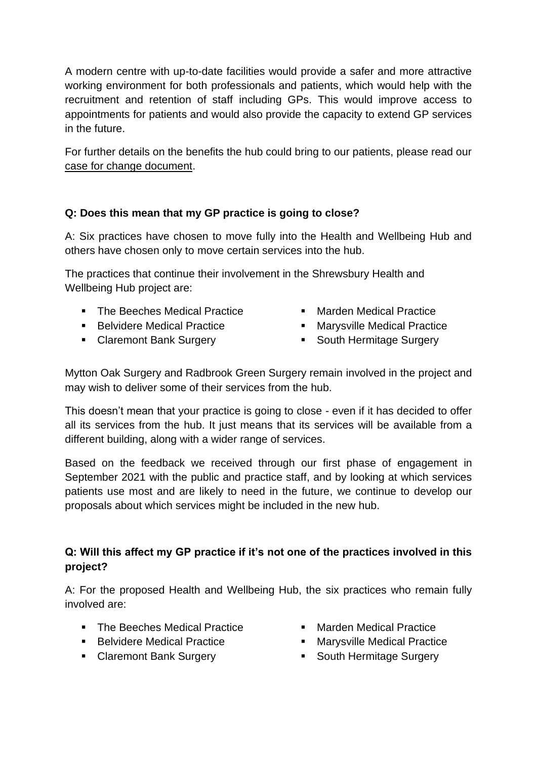A modern centre with up-to-date facilities would provide a safer and more attractive working environment for both professionals and patients, which would help with the recruitment and retention of staff including GPs. This would improve access to appointments for patients and would also provide the capacity to extend GP services in the future.

For further details on the benefits the hub could bring to our patients, please read our case for change document.

**Q: Does this mean that my GP practice is going to close?**

A: Six practices have chosen to move fully into the Health and Wellbeing Hub and others have chosen only to move certain services into the hub.

The practices that continue their involvement in the Shrewsbury Health and Wellbeing Hub project are:

- The Beeches Medical Practice
- Belvidere Medical Practice
- Claremont Bank Surgery
- Marden Medical Practice
- Marysville Medical Practice
- South Hermitage Surgery

Mytton Oak Surgery and Radbrook Green Surgery remain involved in the project and may wish to deliver some of their services from the hub.

This doesn't mean that your practice is going to close - even if it has decided to offer all its services from the hub. It just means that its services will be available from a different building, along with a wider range of services.

Based on the feedback we received through our first phase of engagement in September 2021 with the public and practice staff, and by looking at which services patients use most and are likely to need in the future, we continue to develop our proposals about which services might be included in the new hub.

**Q: Will this affect my GP practice if it's not one of the practices involved in this project?**

A: For the proposed Health and Wellbeing Hub, the six practices who remain fully involved are:

- The Beeches Medical Practice
- Belvidere Medical Practice
- Claremont Bank Surgery
- Marden Medical Practice
- Marysville Medical Practice
- South Hermitage Surgery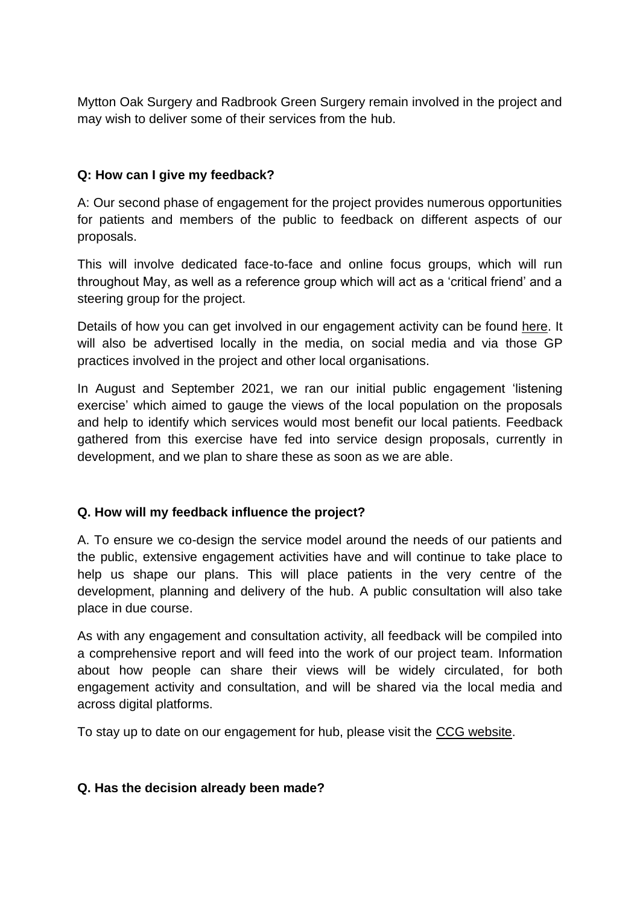Mytton Oak Surgery and Radbrook Green Surgery remain involved in the project and may wish to deliver some of their services from the hub.

**Q: How can I give my feedback?**

A: Our second phase of engagement for the project provides numerous opportunities for patients and members of the public to feedback on different aspects of our proposals.

This will involve dedicated face-to-face and online focus groups, which will run throughout May, as well as a reference group which will act as a 'critical friend' and a steering group for the project.

Details of how you can get involved in our engagement activity can be found here. It will also be advertised locally in the media, on social media and via those GP practices involved in the project and other local organisations.

In August and September 2021, we ran our initial public engagement 'listening exercise' which aimed to gauge the views of the local population on the proposals and help to identify which services would most benefit our local patients. Feedback gathered from this exercise have fed into service design proposals, currently in development, and we plan to share these as soon as we are able.

**Q. How will my feedback influence the project?**

A. To ensure we co-design the service model around the needs of our patients and the public, extensive engagement activities have and will continue to take place to help us shape our plans. This will place patients in the very centre of the development, planning and delivery of the hub. A public consultation will also take place in due course.

As with any engagement and consultation activity, all feedback will be compiled into a comprehensive report and will feed into the work of our project team. Information about how people can share their views will be widely circulated, for both engagement activity and consultation, and will be shared via the local media and across digital platforms.

To stay up to date on our engagement for hub, please visit the CCG website.

**Q. Has the decision already been made?**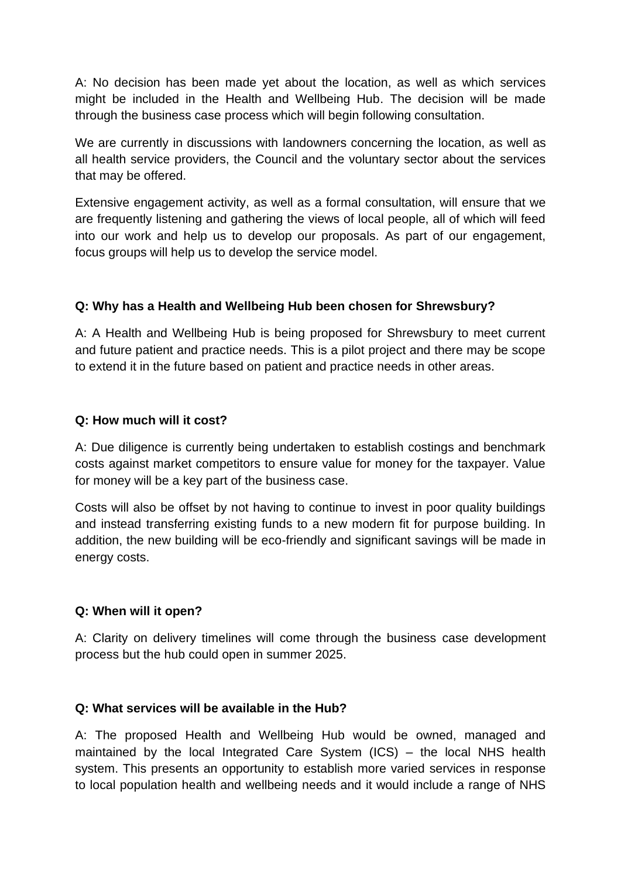A: No decision has been made yet about the location, as well as which services might be included in the Health and Wellbeing Hub. The decision will be made through the business case process which will begin following consultation.

We are currently in discussions with landowners concerning the location, as well as all health service providers, the Council and the voluntary sector about the services that may be offered.

Extensive engagement activity, as well as a formal consultation, will ensure that we are frequently listening and gathering the views of local people, all of which will feed into our work and help us to develop our proposals. As part of our engagement, focus groups will help us to develop the service model.

**Q: Why has a Health and Wellbeing Hub been chosen for Shrewsbury?**

A: A Health and Wellbeing Hub is being proposed for Shrewsbury to meet current and future patient and practice needs. This is a pilot project and there may be scope to extend it in the future based on patient and practice needs in other areas.

**Q: How much will it cost?**

A: Due diligence is currently being undertaken to establish costings and benchmark costs against market competitors to ensure value for money for the taxpayer. Value for money will be a key part of the business case.

Costs will also be offset by not having to continue to invest in poor quality buildings and instead transferring existing funds to a new modern fit for purpose building. In addition, the new building will be eco-friendly and significant savings will be made in energy costs.

**Q: When will it open?**

A: Clarity on delivery timelines will come through the business case development process but the hub could open in summer 2025.

**Q: What services will be available in the Hub?**

A: The proposed Health and Wellbeing Hub would be owned, managed and maintained by the local Integrated Care System (ICS) – the local NHS health system. This presents an opportunity to establish more varied services in response to local population health and wellbeing needs and it would include a range of NHS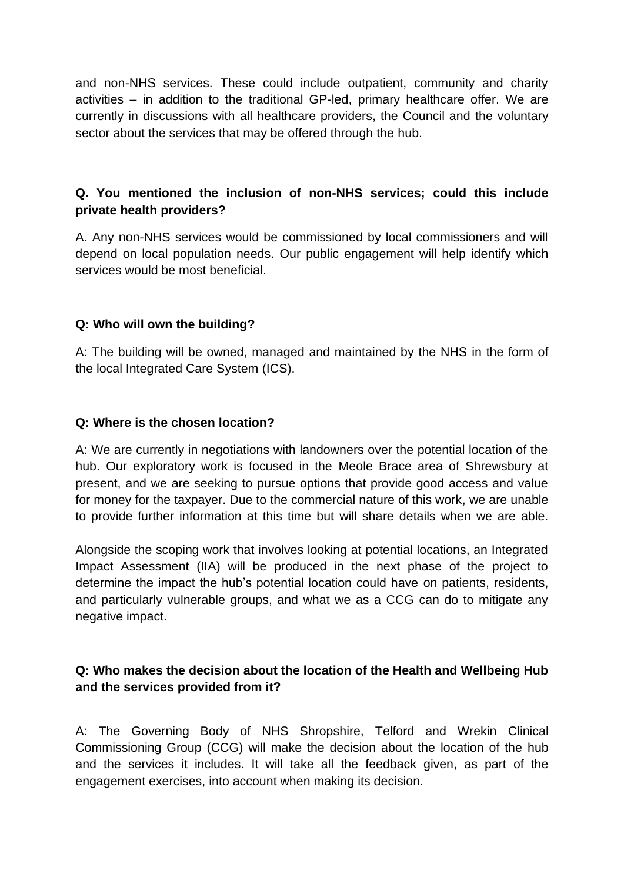and non-NHS services. These could include outpatient, community and charity activities – in addition to the traditional GP-led, primary healthcare offer. We are currently in discussions with all healthcare providers, the Council and the voluntary sector about the services that may be offered through the hub.

**Q. You mentioned the inclusion of non-NHS services; could this include private health providers?**

A. Any non-NHS services would be commissioned by local commissioners and will depend on local population needs. Our public engagement will help identify which services would be most beneficial.

**Q: Who will own the building?**

A: The building will be owned, managed and maintained by the NHS in the form of the local Integrated Care System (ICS).

**Q: Where is the chosen location?**

A: We are currently in negotiations with landowners over the potential location of the hub. Our exploratory work is focused in the Meole Brace area of Shrewsbury at present, and we are seeking to pursue options that provide good access and value for money for the taxpayer. Due to the commercial nature of this work, we are unable to provide further information at this time but will share details when we are able.

Alongside the scoping work that involves looking at potential locations, an Integrated Impact Assessment (IIA) will be produced in the next phase of the project to determine the impact the hub's potential location could have on patients, residents, and particularly vulnerable groups, and what we as a CCG can do to mitigate any negative impact.

**Q: Who makes the decision about the location of the Health and Wellbeing Hub and the services provided from it?**

A: The Governing Body of NHS Shropshire, Telford and Wrekin Clinical Commissioning Group (CCG) will make the decision about the location of the hub and the services it includes. It will take all the feedback given, as part of the engagement exercises, into account when making its decision.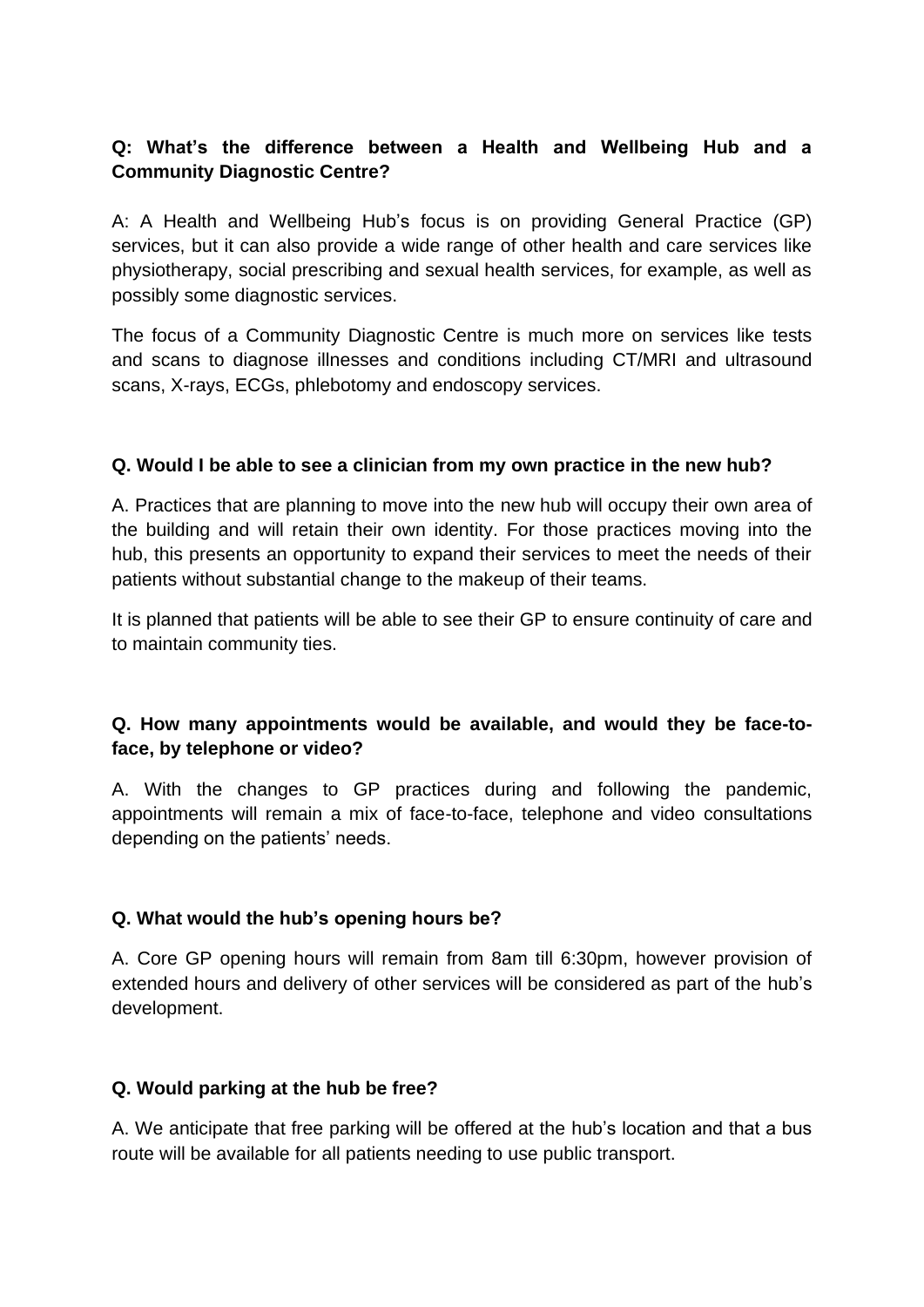**Q: What's the difference between a Health and Wellbeing Hub and a Community Diagnostic Centre?**

A: A Health and Wellbeing Hub's focus is on providing General Practice (GP) services, but it can also provide a wide range of other health and care services like physiotherapy, social prescribing and sexual health services, for example, as well as possibly some diagnostic services.

The focus of a Community Diagnostic Centre is much more on services like tests and scans to diagnose illnesses and conditions including CT/MRI and ultrasound scans, X-rays, ECGs, phlebotomy and endoscopy services.

**Q. Would I be able to see a clinician from my own practice in the new hub?**

A. Practices that are planning to move into the new hub will occupy their own area of the building and will retain their own identity. For those practices moving into the hub, this presents an opportunity to expand their services to meet the needs of their patients without substantial change to the makeup of their teams.

It is planned that patients will be able to see their GP to ensure continuity of care and to maintain community ties.

**Q. How many appointments would be available, and would they be face-to-face, by telephone or video?**

A. With the changes to GP practices during and following the pandemic, appointments will remain a mix of face-to-face, telephone and video consultations depending on the patients' needs.

**Q. What would the hub's opening hours be?**

A. Core GP opening hours will remain from 8am till 6:30pm, however provision of extended hours and delivery of other services will be considered as part of the hub's development.

**Q. Would parking at the hub be free?**

A. We anticipate that free parking will be offered at the hub's location and that a bus route will be available for all patients needing to use public transport.